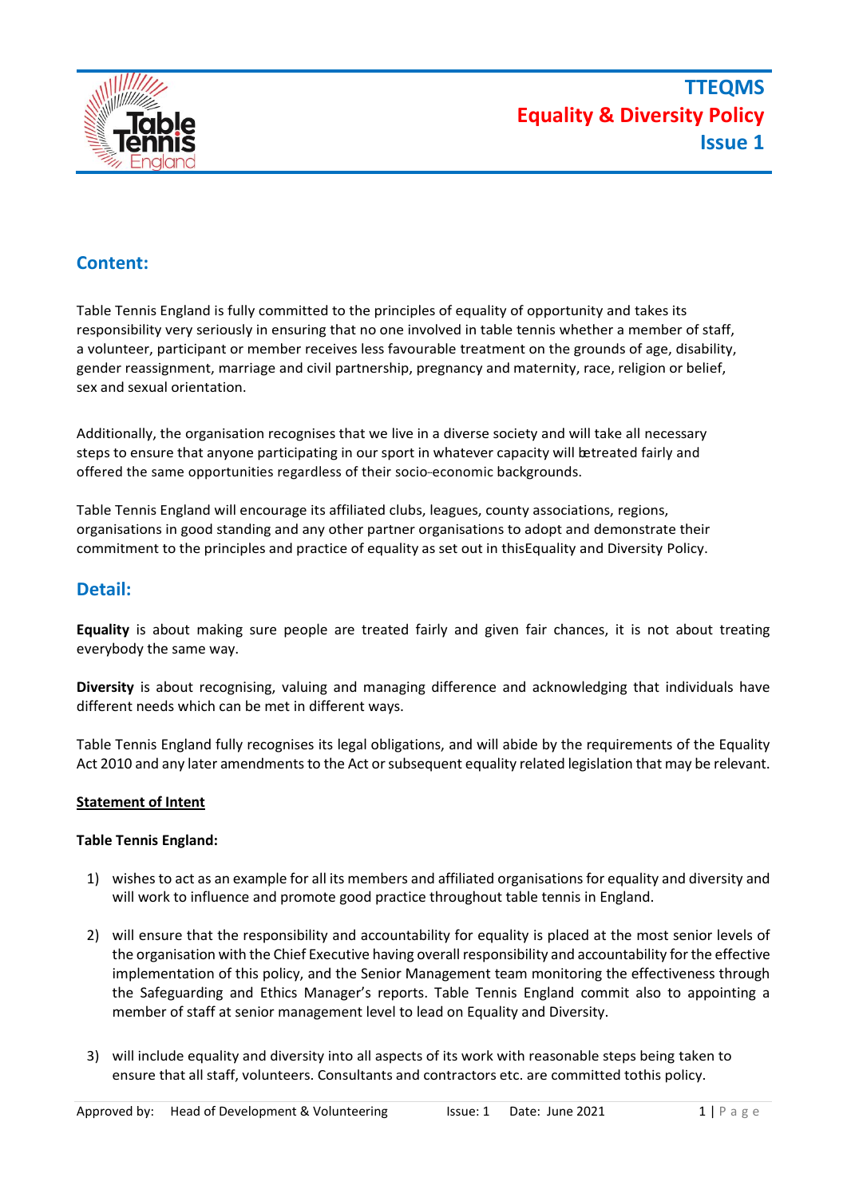# TTEQMS
# Equality & Diversity Policy
# Issue 1

## Content:

Table Tennis England is fully committed to the principles of equality of opportunity and takes its responsibility very seriously in ensuring that no one involved in table tennis whether a member of staff, a volunteer, participant or member receives less favourable treatment on the grounds of age, disability, gender reassignment, marriage and civil partnership, pregnancy and maternity, race, religion or belief, sex and sexual orientation.

Additionally, the organisation recognises that we live in a diverse society and will take all necessary steps to ensure that anyone participating in our sport in whatever capacity will betreated fairly and offered the same opportunities regardless of their socio-economic backgrounds.

Table Tennis England will encourage its affiliated clubs, leagues, county associations, regions, organisations in good standing and any other partner organisations to adopt and demonstrate their commitment to the principles and practice of equality as set out in thisEquality and Diversity Policy.

## Detail:

**Equality** is about making sure people are treated fairly and given fair chances, it is not about treating everybody the same way.

**Diversity** is about recognising, valuing and managing difference and acknowledging that individuals have different needs which can be met in different ways.

Table Tennis England fully recognises its legal obligations, and will abide by the requirements of the Equality Act 2010 and any later amendments to the Act or subsequent equality related legislation that may be relevant.

**<u>Statement of Intent</u>**

**Table Tennis England:**

1) wishes to act as an example for all its members and affiliated organisations for equality and diversity and will work to influence and promote good practice throughout table tennis in England.

2) will ensure that the responsibility and accountability for equality is placed at the most senior levels of the organisation with the Chief Executive having overall responsibility and accountability for the effective implementation of this policy, and the Senior Management team monitoring the effectiveness through the Safeguarding and Ethics Manager's reports. Table Tennis England commit also to appointing a member of staff at senior management level to lead on Equality and Diversity.

3) will include equality and diversity into all aspects of its work with reasonable steps being taken to ensure that all staff, volunteers. Consultants and contractors etc. are committed tothis policy.

Approved by: Head of Development & Volunteering    Issue: 1    Date: June 2021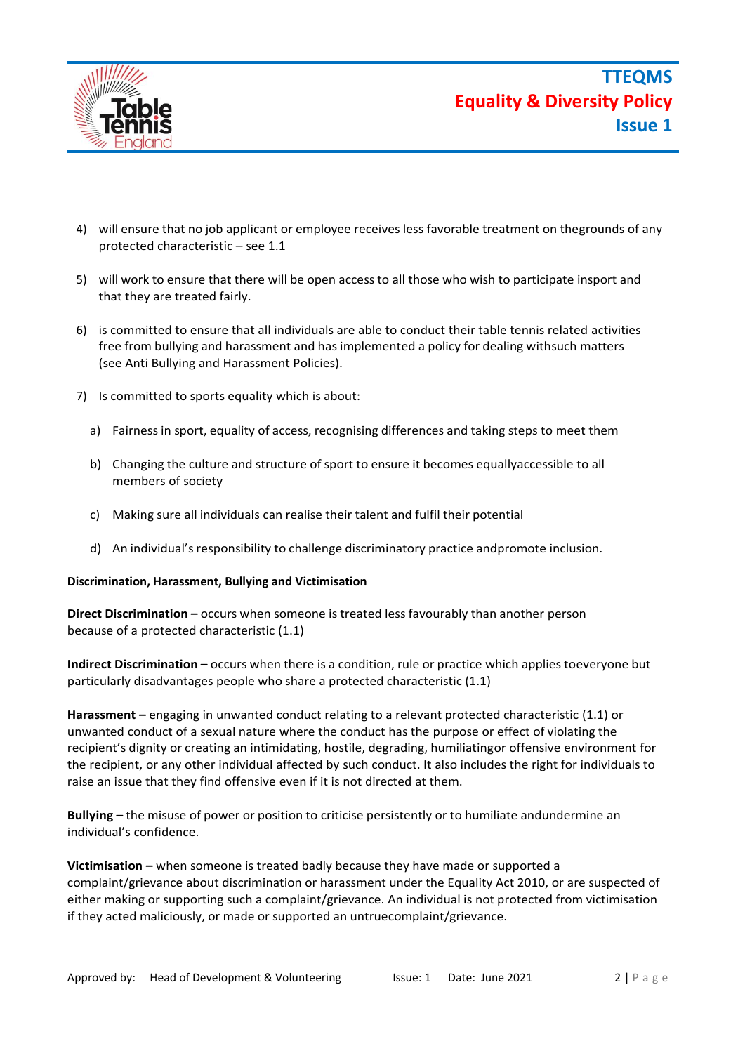4) will ensure that no job applicant or employee receives less favorable treatment on thegrounds of any protected characteristic – see 1.1

5) will work to ensure that there will be open access to all those who wish to participate insport and that they are treated fairly.

6) is committed to ensure that all individuals are able to conduct their table tennis related activities free from bullying and harassment and has implemented a policy for dealing withsuch matters (see Anti Bullying and Harassment Policies).

7) Is committed to sports equality which is about:

   a) Fairness in sport, equality of access, recognising differences and taking steps to meet them

   b) Changing the culture and structure of sport to ensure it becomes equallyaccessible to all members of society

   c) Making sure all individuals can realise their talent and fulfil their potential

   d) An individual's responsibility to challenge discriminatory practice andpromote inclusion.

**Discrimination, Harassment, Bullying and Victimisation**

**Direct Discrimination –** occurs when someone is treated less favourably than another person because of a protected characteristic (1.1)

**Indirect Discrimination –** occurs when there is a condition, rule or practice which applies toeveryone but particularly disadvantages people who share a protected characteristic (1.1)

**Harassment –** engaging in unwanted conduct relating to a relevant protected characteristic (1.1) or unwanted conduct of a sexual nature where the conduct has the purpose or effect of violating the recipient's dignity or creating an intimidating, hostile, degrading, humiliatingor offensive environment for the recipient, or any other individual affected by such conduct. It also includes the right for individuals to raise an issue that they find offensive even if it is not directed at them.

**Bullying –** the misuse of power or position to criticise persistently or to humiliate andundermine an individual's confidence.

**Victimisation –** when someone is treated badly because they have made or supported a complaint/grievance about discrimination or harassment under the Equality Act 2010, or are suspected of either making or supporting such a complaint/grievance. An individual is not protected from victimisation if they acted maliciously, or made or supported an untruecomplaint/grievance.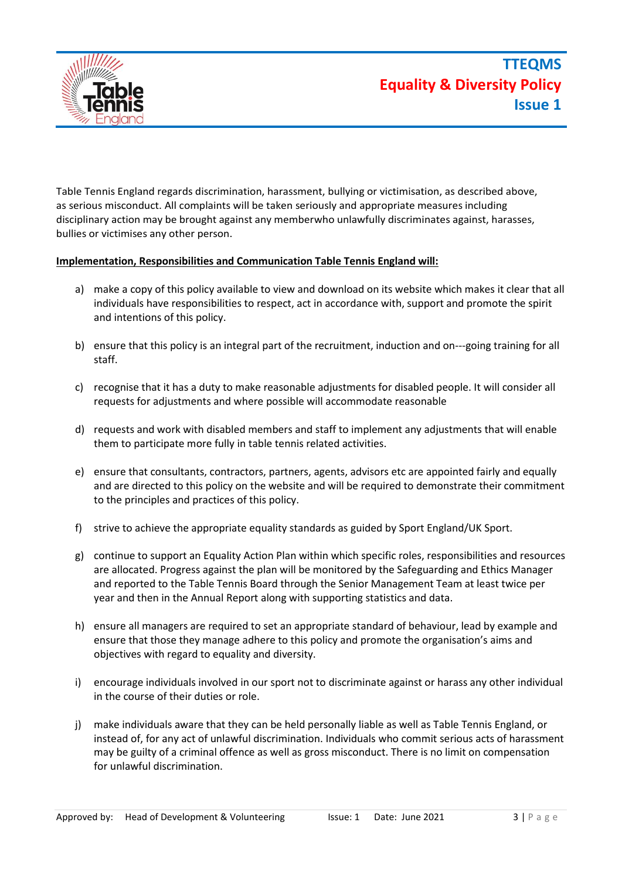Table Tennis England regards discrimination, harassment, bullying or victimisation, as described above, as serious misconduct. All complaints will be taken seriously and appropriate measures including disciplinary action may be brought against any memberwho unlawfully discriminates against, harasses, bullies or victimises any other person.

**Implementation, Responsibilities and Communication Table Tennis England will:**

a) make a copy of this policy available to view and download on its website which makes it clear that all individuals have responsibilities to respect, act in accordance with, support and promote the spirit and intentions of this policy.

b) ensure that this policy is an integral part of the recruitment, induction and on---going training for all staff.

c) recognise that it has a duty to make reasonable adjustments for disabled people. It will consider all requests for adjustments and where possible will accommodate reasonable

d) requests and work with disabled members and staff to implement any adjustments that will enable them to participate more fully in table tennis related activities.

e) ensure that consultants, contractors, partners, agents, advisors etc are appointed fairly and equally and are directed to this policy on the website and will be required to demonstrate their commitment to the principles and practices of this policy.

f) strive to achieve the appropriate equality standards as guided by Sport England/UK Sport.

g) continue to support an Equality Action Plan within which specific roles, responsibilities and resources are allocated. Progress against the plan will be monitored by the Safeguarding and Ethics Manager and reported to the Table Tennis Board through the Senior Management Team at least twice per year and then in the Annual Report along with supporting statistics and data.

h) ensure all managers are required to set an appropriate standard of behaviour, lead by example and ensure that those they manage adhere to this policy and promote the organisation's aims and objectives with regard to equality and diversity.

i) encourage individuals involved in our sport not to discriminate against or harass any other individual in the course of their duties or role.

j) make individuals aware that they can be held personally liable as well as Table Tennis England, or instead of, for any act of unlawful discrimination. Individuals who commit serious acts of harassment may be guilty of a criminal offence as well as gross misconduct. There is no limit on compensation for unlawful discrimination.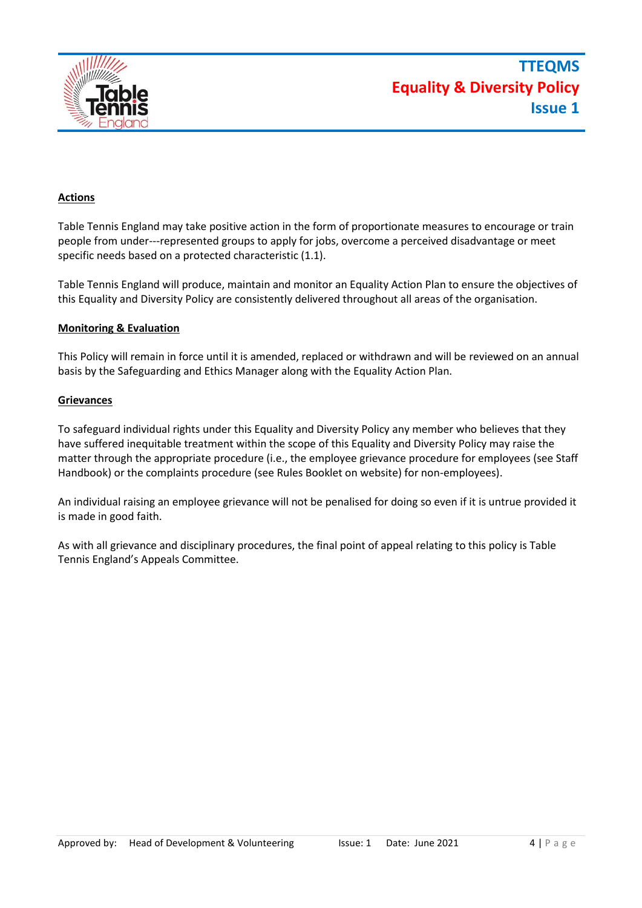**Actions**

Table Tennis England may take positive action in the form of proportionate measures to encourage or train people from under---represented groups to apply for jobs, overcome a perceived disadvantage or meet specific needs based on a protected characteristic (1.1).

Table Tennis England will produce, maintain and monitor an Equality Action Plan to ensure the objectives of this Equality and Diversity Policy are consistently delivered throughout all areas of the organisation.

**Monitoring & Evaluation**

This Policy will remain in force until it is amended, replaced or withdrawn and will be reviewed on an annual basis by the Safeguarding and Ethics Manager along with the Equality Action Plan.

**Grievances**

To safeguard individual rights under this Equality and Diversity Policy any member who believes that they have suffered inequitable treatment within the scope of this Equality and Diversity Policy may raise the matter through the appropriate procedure (i.e., the employee grievance procedure for employees (see Staff Handbook) or the complaints procedure (see Rules Booklet on website) for non-employees).

An individual raising an employee grievance will not be penalised for doing so even if it is untrue provided it is made in good faith.

As with all grievance and disciplinary procedures, the final point of appeal relating to this policy is Table Tennis England's Appeals Committee.